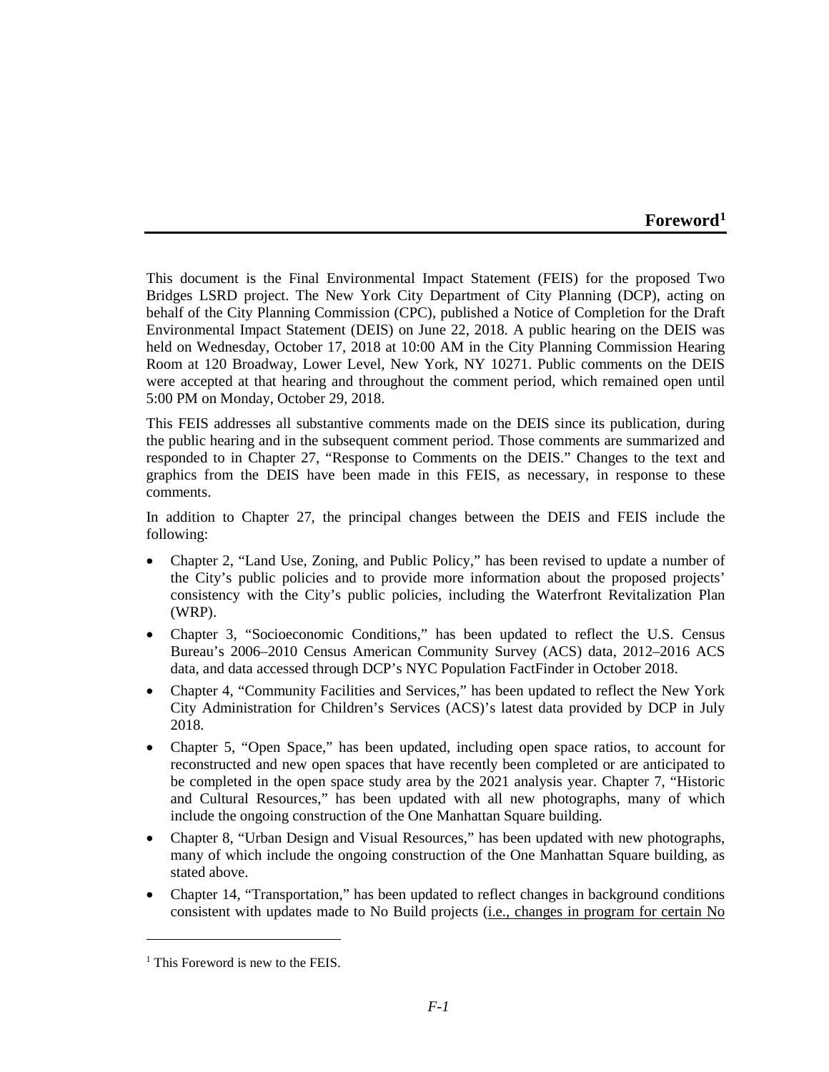# Foreword[1]

This document is the Final Environmental Impact Statement (FEIS) for the proposed Two Bridges LSRD project. The New York City Department of City Planning (DCP), acting on behalf of the City Planning Commission (CPC), published a Notice of Completion for the Draft Environmental Impact Statement (DEIS) on June 22, 2018. A public hearing on the DEIS was held on Wednesday, October 17, 2018 at 10:00 AM in the City Planning Commission Hearing Room at 120 Broadway, Lower Level, New York, NY 10271. Public comments on the DEIS were accepted at that hearing and throughout the comment period, which remained open until 5:00 PM on Monday, October 29, 2018.

This FEIS addresses all substantive comments made on the DEIS since its publication, during the public hearing and in the subsequent comment period. Those comments are summarized and responded to in Chapter 27, "Response to Comments on the DEIS." Changes to the text and graphics from the DEIS have been made in this FEIS, as necessary, in response to these comments.

In addition to Chapter 27, the principal changes between the DEIS and FEIS include the following:

- Chapter 2, "Land Use, Zoning, and Public Policy," has been revised to update a number of the City's public policies and to provide more information about the proposed projects' consistency with the City's public policies, including the Waterfront Revitalization Plan (WRP).
- Chapter 3, "Socioeconomic Conditions," has been updated to reflect the U.S. Census Bureau's 2006–2010 Census American Community Survey (ACS) data, 2012–2016 ACS data, and data accessed through DCP's NYC Population FactFinder in October 2018.
- Chapter 4, "Community Facilities and Services," has been updated to reflect the New York City Administration for Children's Services (ACS)'s latest data provided by DCP in July 2018.
- Chapter 5, "Open Space," has been updated, including open space ratios, to account for reconstructed and new open spaces that have recently been completed or are anticipated to be completed in the open space study area by the 2021 analysis year. Chapter 7, "Historic and Cultural Resources," has been updated with all new photographs, many of which include the ongoing construction of the One Manhattan Square building.
- Chapter 8, "Urban Design and Visual Resources," has been updated with new photographs, many of which include the ongoing construction of the One Manhattan Square building, as stated above.
- Chapter 14, "Transportation," has been updated to reflect changes in background conditions consistent with updates made to No Build projects (<u>i.e., changes in program for certain No</u>

[1] This Foreword is new to the FEIS.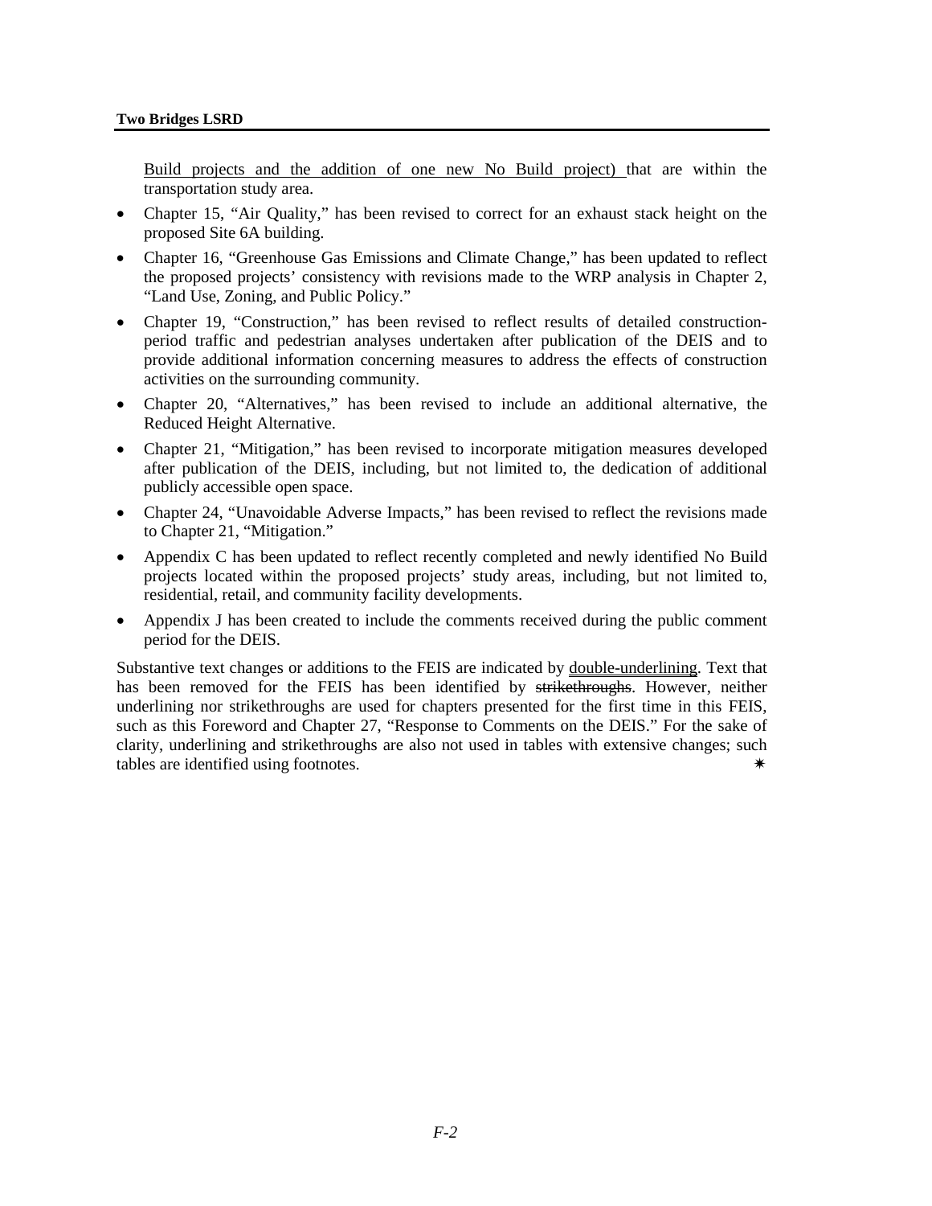Build projects and the addition of one new No Build project) that are within the transportation study area.

- Chapter 15, "Air Quality," has been revised to correct for an exhaust stack height on the proposed Site 6A building.
- Chapter 16, "Greenhouse Gas Emissions and Climate Change," has been updated to reflect the proposed projects' consistency with revisions made to the WRP analysis in Chapter 2, "Land Use, Zoning, and Public Policy."
- Chapter 19, "Construction," has been revised to reflect results of detailed construction-period traffic and pedestrian analyses undertaken after publication of the DEIS and to provide additional information concerning measures to address the effects of construction activities on the surrounding community.
- Chapter 20, "Alternatives," has been revised to include an additional alternative, the Reduced Height Alternative.
- Chapter 21, "Mitigation," has been revised to incorporate mitigation measures developed after publication of the DEIS, including, but not limited to, the dedication of additional publicly accessible open space.
- Chapter 24, "Unavoidable Adverse Impacts," has been revised to reflect the revisions made to Chapter 21, "Mitigation."
- Appendix C has been updated to reflect recently completed and newly identified No Build projects located within the proposed projects' study areas, including, but not limited to, residential, retail, and community facility developments.
- Appendix J has been created to include the comments received during the public comment period for the DEIS.

Substantive text changes or additions to the FEIS are indicated by double-underlining. Text that has been removed for the FEIS has been identified by ~~strikethroughs~~. However, neither underlining nor strikethroughs are used for chapters presented for the first time in this FEIS, such as this Foreword and Chapter 27, "Response to Comments on the DEIS." For the sake of clarity, underlining and strikethroughs are also not used in tables with extensive changes; such tables are identified using footnotes. ✷